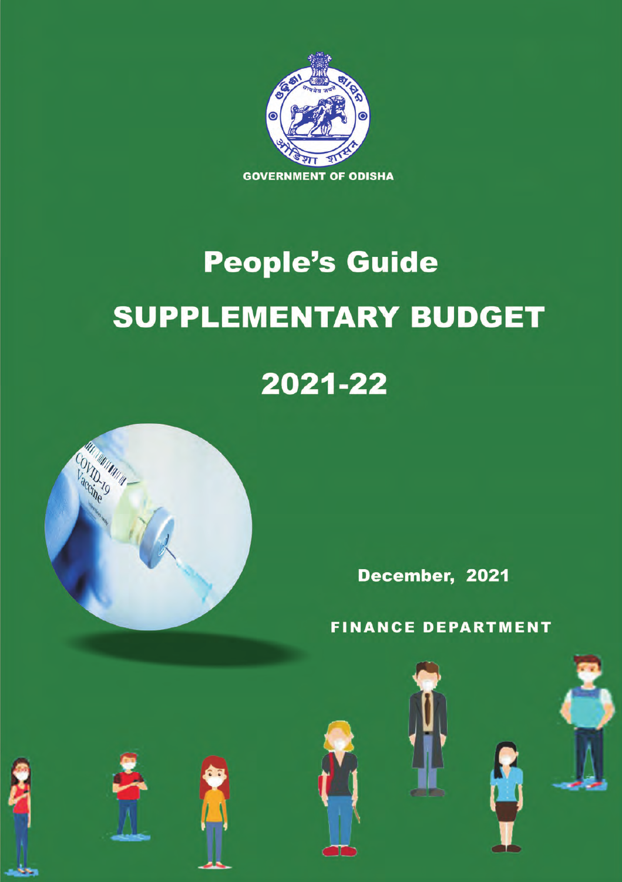GOVERNMENT OF ODISHA

# People's Guide

# SUPPLEMENTARY BUDGET

# 2021-22

December, 2021

FINANCE DEPARTMENT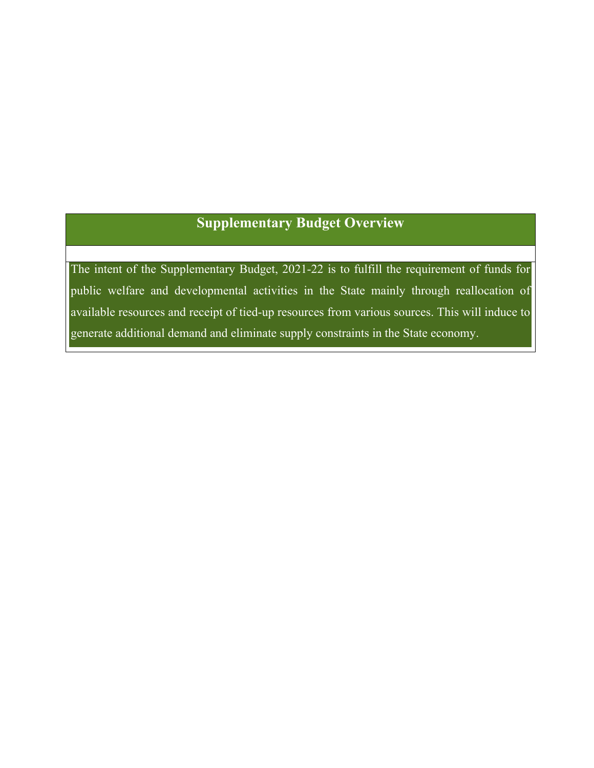## Supplementary Budget Overview

The intent of the Supplementary Budget, 2021-22 is to fulfill the requirement of funds for public welfare and developmental activities in the State mainly through reallocation of available resources and receipt of tied-up resources from various sources. This will induce to generate additional demand and eliminate supply constraints in the State economy.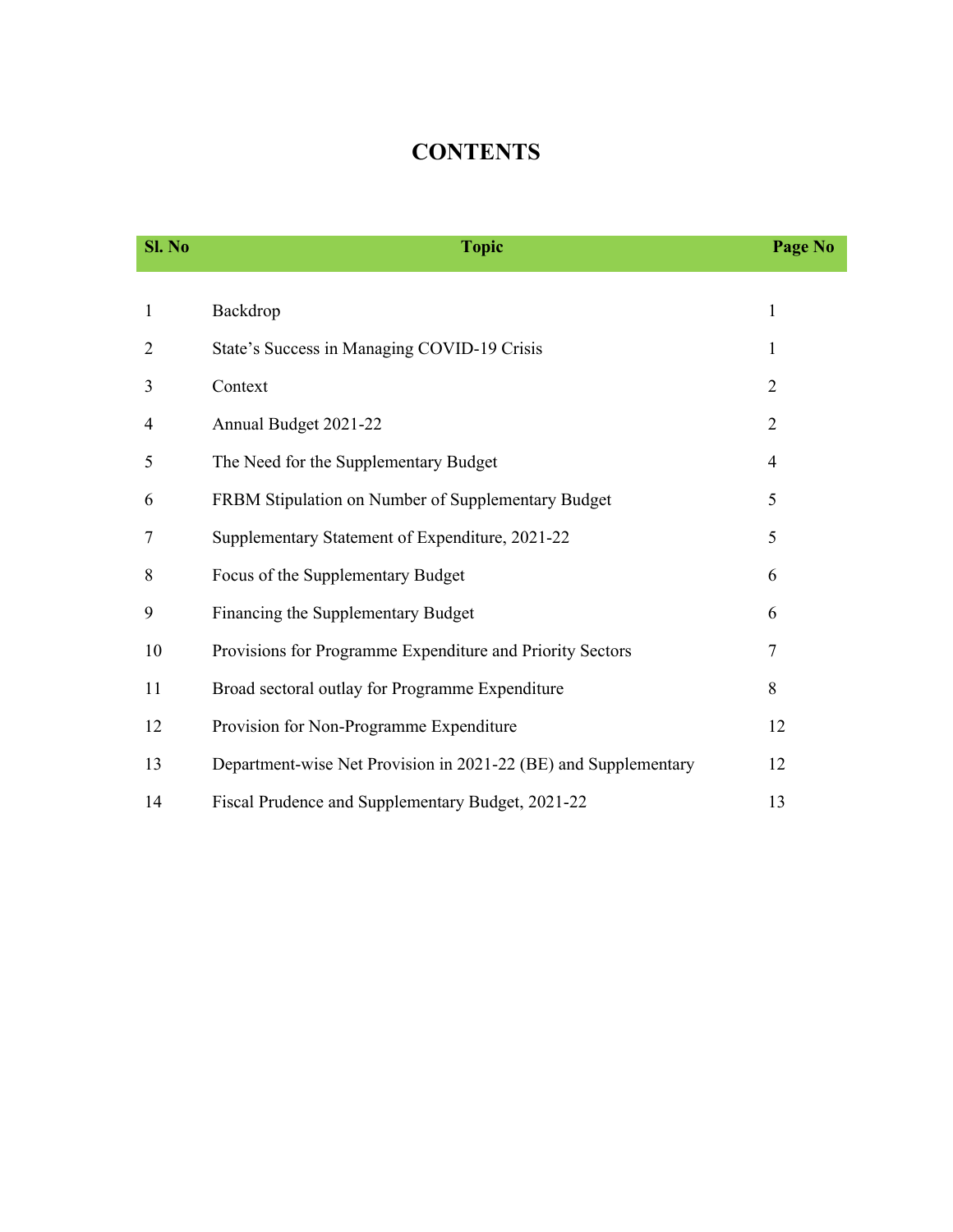# CONTENTS

| Sl. No | Topic | Page No |
|---|---|---|
| 1 | Backdrop | 1 |
| 2 | State's Success in Managing COVID-19 Crisis | 1 |
| 3 | Context | 2 |
| 4 | Annual Budget 2021-22 | 2 |
| 5 | The Need for the Supplementary Budget | 4 |
| 6 | FRBM Stipulation on Number of Supplementary Budget | 5 |
| 7 | Supplementary Statement of Expenditure, 2021-22 | 5 |
| 8 | Focus of the Supplementary Budget | 6 |
| 9 | Financing the Supplementary Budget | 6 |
| 10 | Provisions for Programme Expenditure and Priority Sectors | 7 |
| 11 | Broad sectoral outlay for Programme Expenditure | 8 |
| 12 | Provision for Non-Programme Expenditure | 12 |
| 13 | Department-wise Net Provision in 2021-22 (BE) and Supplementary | 12 |
| 14 | Fiscal Prudence and Supplementary Budget, 2021-22 | 13 |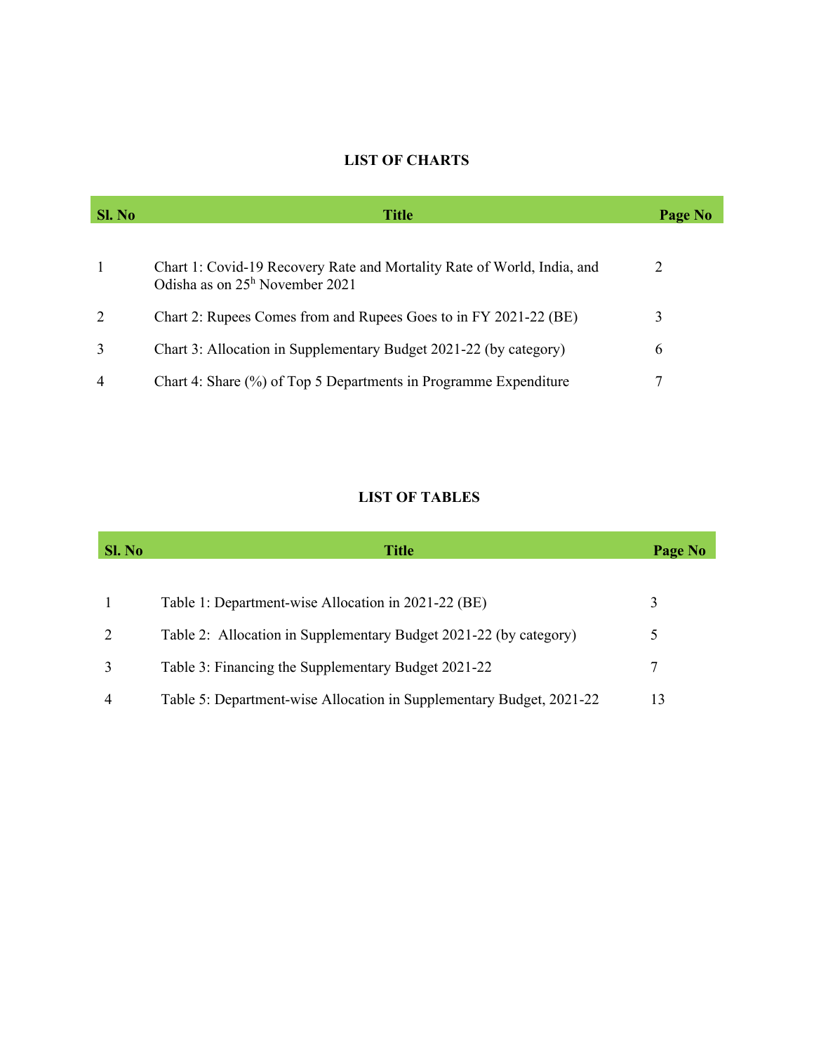## LIST OF CHARTS

| Sl. No | Title | Page No |
|---|---|---|
| 1 | Chart 1: Covid-19 Recovery Rate and Mortality Rate of World, India, and Odisha as on 25h November 2021 | 2 |
| 2 | Chart 2: Rupees Comes from and Rupees Goes to in FY 2021-22 (BE) | 3 |
| 3 | Chart 3: Allocation in Supplementary Budget 2021-22 (by category) | 6 |
| 4 | Chart 4: Share (%) of Top 5 Departments in Programme Expenditure | 7 |

## LIST OF TABLES

| Sl. No | Title | Page No |
|---|---|---|
| 1 | Table 1: Department-wise Allocation in 2021-22 (BE) | 3 |
| 2 | Table 2: Allocation in Supplementary Budget 2021-22 (by category) | 5 |
| 3 | Table 3: Financing the Supplementary Budget 2021-22 | 7 |
| 4 | Table 5: Department-wise Allocation in Supplementary Budget, 2021-22 | 13 |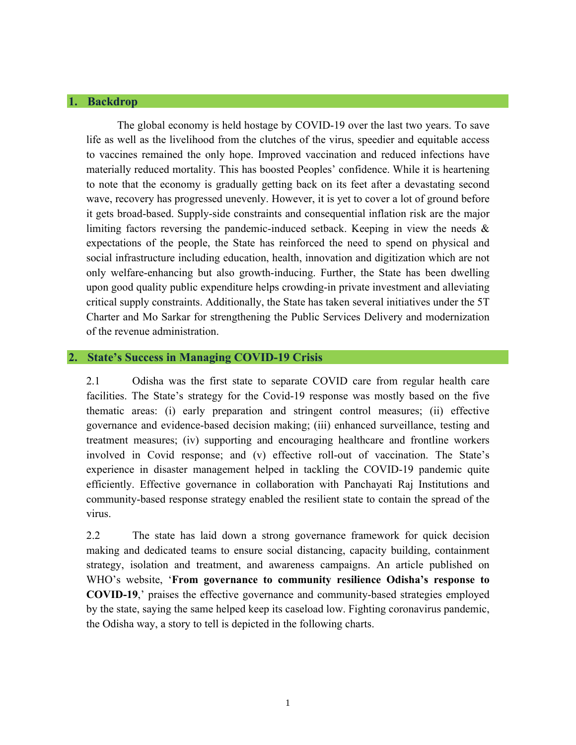## 1. Backdrop

The global economy is held hostage by COVID-19 over the last two years. To save life as well as the livelihood from the clutches of the virus, speedier and equitable access to vaccines remained the only hope. Improved vaccination and reduced infections have materially reduced mortality. This has boosted Peoples' confidence. While it is heartening to note that the economy is gradually getting back on its feet after a devastating second wave, recovery has progressed unevenly. However, it is yet to cover a lot of ground before it gets broad-based. Supply-side constraints and consequential inflation risk are the major limiting factors reversing the pandemic-induced setback. Keeping in view the needs & expectations of the people, the State has reinforced the need to spend on physical and social infrastructure including education, health, innovation and digitization which are not only welfare-enhancing but also growth-inducing. Further, the State has been dwelling upon good quality public expenditure helps crowding-in private investment and alleviating critical supply constraints. Additionally, the State has taken several initiatives under the 5T Charter and Mo Sarkar for strengthening the Public Services Delivery and modernization of the revenue administration.

## 2. State's Success in Managing COVID-19 Crisis

2.1 Odisha was the first state to separate COVID care from regular health care facilities. The State's strategy for the Covid-19 response was mostly based on the five thematic areas: (i) early preparation and stringent control measures; (ii) effective governance and evidence-based decision making; (iii) enhanced surveillance, testing and treatment measures; (iv) supporting and encouraging healthcare and frontline workers involved in Covid response; and (v) effective roll-out of vaccination. The State's experience in disaster management helped in tackling the COVID-19 pandemic quite efficiently. Effective governance in collaboration with Panchayati Raj Institutions and community-based response strategy enabled the resilient state to contain the spread of the virus.

2.2 The state has laid down a strong governance framework for quick decision making and dedicated teams to ensure social distancing, capacity building, containment strategy, isolation and treatment, and awareness campaigns. An article published on WHO's website, '**From governance to community resilience Odisha's response to COVID-19**,' praises the effective governance and community-based strategies employed by the state, saying the same helped keep its caseload low. Fighting coronavirus pandemic, the Odisha way, a story to tell is depicted in the following charts.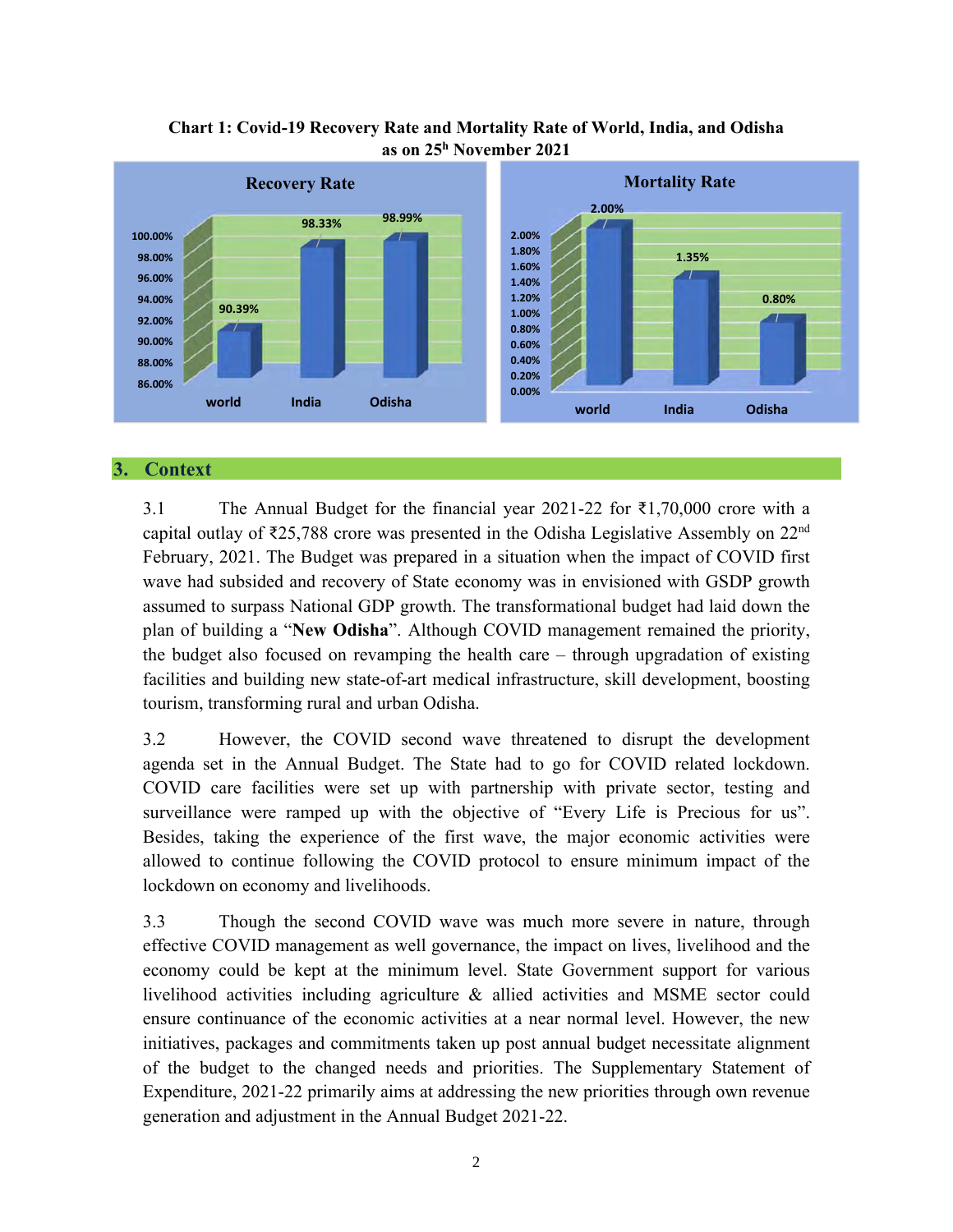**Chart 1: Covid-19 Recovery Rate and Mortality Rate of World, India, and Odisha as on 25h November 2021**

| | Recovery Rate | Mortality Rate |
|---|---|---|
| world | 90.39% | 2.00% |
| India | 98.33% | 1.35% |
| Odisha | 98.99% | 0.80% |

## 3. Context

3.1 The Annual Budget for the financial year 2021-22 for ₹1,70,000 crore with a capital outlay of ₹25,788 crore was presented in the Odisha Legislative Assembly on 22nd February, 2021. The Budget was prepared in a situation when the impact of COVID first wave had subsided and recovery of State economy was in envisioned with GSDP growth assumed to surpass National GDP growth. The transformational budget had laid down the plan of building a "**New Odisha**". Although COVID management remained the priority, the budget also focused on revamping the health care – through upgradation of existing facilities and building new state-of-art medical infrastructure, skill development, boosting tourism, transforming rural and urban Odisha.

3.2 However, the COVID second wave threatened to disrupt the development agenda set in the Annual Budget. The State had to go for COVID related lockdown. COVID care facilities were set up with partnership with private sector, testing and surveillance were ramped up with the objective of "Every Life is Precious for us". Besides, taking the experience of the first wave, the major economic activities were allowed to continue following the COVID protocol to ensure minimum impact of the lockdown on economy and livelihoods.

3.3 Though the second COVID wave was much more severe in nature, through effective COVID management as well governance, the impact on lives, livelihood and the economy could be kept at the minimum level. State Government support for various livelihood activities including agriculture & allied activities and MSME sector could ensure continuance of the economic activities at a near normal level. However, the new initiatives, packages and commitments taken up post annual budget necessitate alignment of the budget to the changed needs and priorities. The Supplementary Statement of Expenditure, 2021-22 primarily aims at addressing the new priorities through own revenue generation and adjustment in the Annual Budget 2021-22.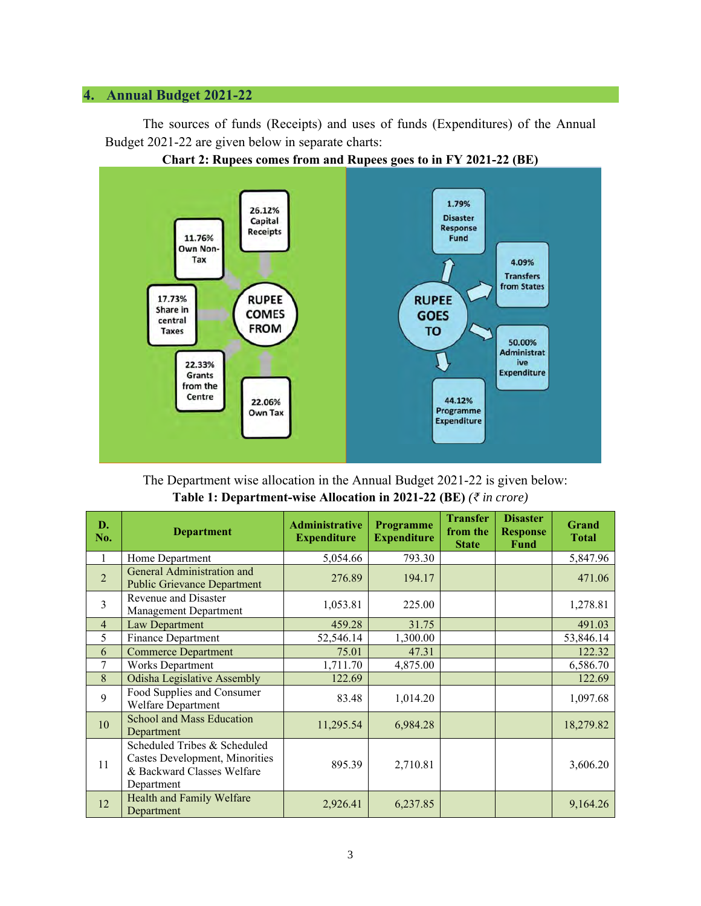## 4. Annual Budget 2021-22

The sources of funds (Receipts) and uses of funds (Expenditures) of the Annual Budget 2021-22 are given below in separate charts:

**Chart 2: Rupees comes from and Rupees goes to in FY 2021-22 (BE)**

RUPEE COMES FROM:
- 26.12% Capital Receipts
- 11.76% Own Non-Tax
- 17.73% Share in central Taxes
- 22.33% Grants from the Centre
- 22.06% Own Tax

RUPEE GOES TO:
- 1.79% Disaster Response Fund
- 4.09% Transfers from States
- 50.00% Administrative Expenditure
- 44.12% Programme Expenditure

The Department wise allocation in the Annual Budget 2021-22 is given below:

**Table 1: Department-wise Allocation in 2021-22 (BE)** *(₹ in crore)*

| D. No. | Department | Administrative Expenditure | Programme Expenditure | Transfer from the State | Disaster Response Fund | Grand Total |
|---|---|---|---|---|---|---|
| 1 | Home Department | 5,054.66 | 793.30 | | | 5,847.96 |
| 2 | General Administration and Public Grievance Department | 276.89 | 194.17 | | | 471.06 |
| 3 | Revenue and Disaster Management Department | 1,053.81 | 225.00 | | | 1,278.81 |
| 4 | Law Department | 459.28 | 31.75 | | | 491.03 |
| 5 | Finance Department | 52,546.14 | 1,300.00 | | | 53,846.14 |
| 6 | Commerce Department | 75.01 | 47.31 | | | 122.32 |
| 7 | Works Department | 1,711.70 | 4,875.00 | | | 6,586.70 |
| 8 | Odisha Legislative Assembly | 122.69 | | | | 122.69 |
| 9 | Food Supplies and Consumer Welfare Department | 83.48 | 1,014.20 | | | 1,097.68 |
| 10 | School and Mass Education Department | 11,295.54 | 6,984.28 | | | 18,279.82 |
| 11 | Scheduled Tribes & Scheduled Castes Development, Minorities & Backward Classes Welfare Department | 895.39 | 2,710.81 | | | 3,606.20 |
| 12 | Health and Family Welfare Department | 2,926.41 | 6,237.85 | | | 9,164.26 |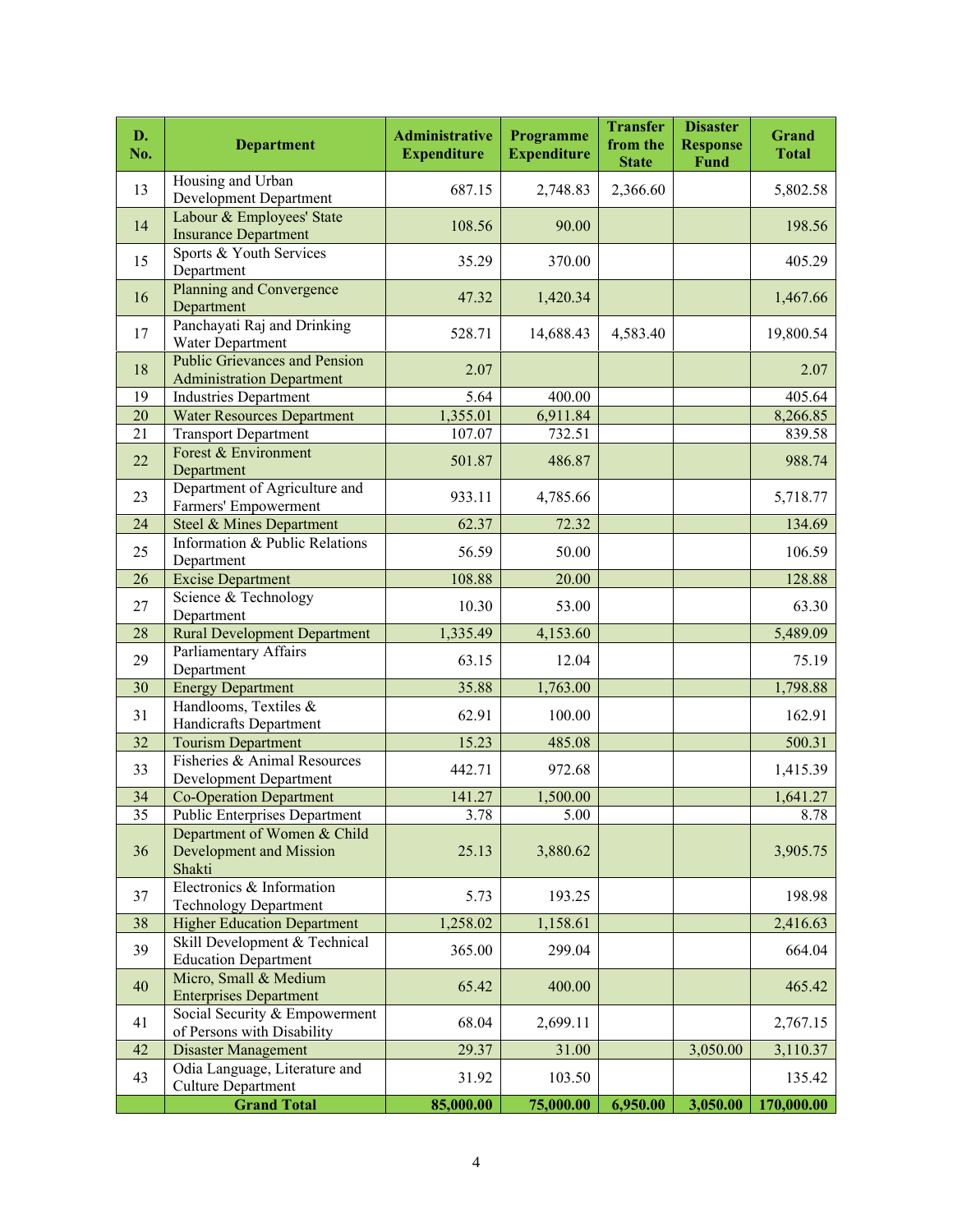| D. No. | Department | Administrative Expenditure | Programme Expenditure | Transfer from the State | Disaster Response Fund | Grand Total |
|---|---|---|---|---|---|---|
| 13 | Housing and Urban Development Department | 687.15 | 2,748.83 | 2,366.60 | | 5,802.58 |
| 14 | Labour & Employees' State Insurance Department | 108.56 | 90.00 | | | 198.56 |
| 15 | Sports & Youth Services Department | 35.29 | 370.00 | | | 405.29 |
| 16 | Planning and Convergence Department | 47.32 | 1,420.34 | | | 1,467.66 |
| 17 | Panchayati Raj and Drinking Water Department | 528.71 | 14,688.43 | 4,583.40 | | 19,800.54 |
| 18 | Public Grievances and Pension Administration Department | 2.07 | | | | 2.07 |
| 19 | Industries Department | 5.64 | 400.00 | | | 405.64 |
| 20 | Water Resources Department | 1,355.01 | 6,911.84 | | | 8,266.85 |
| 21 | Transport Department | 107.07 | 732.51 | | | 839.58 |
| 22 | Forest & Environment Department | 501.87 | 486.87 | | | 988.74 |
| 23 | Department of Agriculture and Farmers' Empowerment | 933.11 | 4,785.66 | | | 5,718.77 |
| 24 | Steel & Mines Department | 62.37 | 72.32 | | | 134.69 |
| 25 | Information & Public Relations Department | 56.59 | 50.00 | | | 106.59 |
| 26 | Excise Department | 108.88 | 20.00 | | | 128.88 |
| 27 | Science & Technology Department | 10.30 | 53.00 | | | 63.30 |
| 28 | Rural Development Department | 1,335.49 | 4,153.60 | | | 5,489.09 |
| 29 | Parliamentary Affairs Department | 63.15 | 12.04 | | | 75.19 |
| 30 | Energy Department | 35.88 | 1,763.00 | | | 1,798.88 |
| 31 | Handlooms, Textiles & Handicrafts Department | 62.91 | 100.00 | | | 162.91 |
| 32 | Tourism Department | 15.23 | 485.08 | | | 500.31 |
| 33 | Fisheries & Animal Resources Development Department | 442.71 | 972.68 | | | 1,415.39 |
| 34 | Co-Operation Department | 141.27 | 1,500.00 | | | 1,641.27 |
| 35 | Public Enterprises Department | 3.78 | 5.00 | | | 8.78 |
| 36 | Department of Women & Child Development and Mission Shakti | 25.13 | 3,880.62 | | | 3,905.75 |
| 37 | Electronics & Information Technology Department | 5.73 | 193.25 | | | 198.98 |
| 38 | Higher Education Department | 1,258.02 | 1,158.61 | | | 2,416.63 |
| 39 | Skill Development & Technical Education Department | 365.00 | 299.04 | | | 664.04 |
| 40 | Micro, Small & Medium Enterprises Department | 65.42 | 400.00 | | | 465.42 |
| 41 | Social Security & Empowerment of Persons with Disability | 68.04 | 2,699.11 | | | 2,767.15 |
| 42 | Disaster Management | 29.37 | 31.00 | | 3,050.00 | 3,110.37 |
| 43 | Odia Language, Literature and Culture Department | 31.92 | 103.50 | | | 135.42 |
| | **Grand Total** | **85,000.00** | **75,000.00** | **6,950.00** | **3,050.00** | **170,000.00** |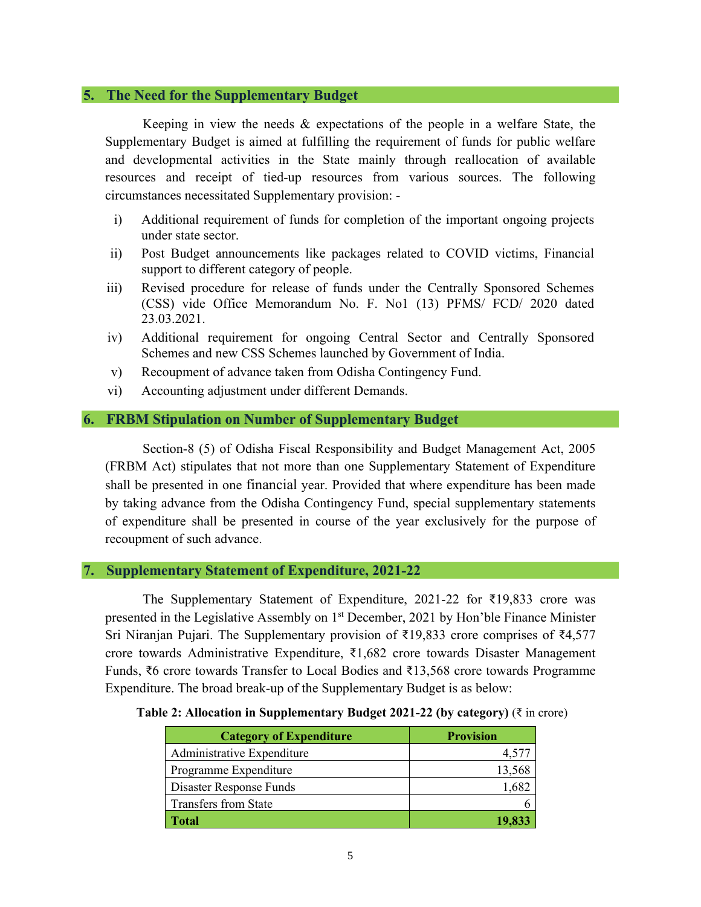## 5. The Need for the Supplementary Budget

Keeping in view the needs & expectations of the people in a welfare State, the Supplementary Budget is aimed at fulfilling the requirement of funds for public welfare and developmental activities in the State mainly through reallocation of available resources and receipt of tied-up resources from various sources. The following circumstances necessitated Supplementary provision: -

i) Additional requirement of funds for completion of the important ongoing projects under state sector.

ii) Post Budget announcements like packages related to COVID victims, Financial support to different category of people.

iii) Revised procedure for release of funds under the Centrally Sponsored Schemes (CSS) vide Office Memorandum No. F. No1 (13) PFMS/ FCD/ 2020 dated 23.03.2021.

iv) Additional requirement for ongoing Central Sector and Centrally Sponsored Schemes and new CSS Schemes launched by Government of India.

v) Recoupment of advance taken from Odisha Contingency Fund.

vi) Accounting adjustment under different Demands.

## 6. FRBM Stipulation on Number of Supplementary Budget

Section-8 (5) of Odisha Fiscal Responsibility and Budget Management Act, 2005 (FRBM Act) stipulates that not more than one Supplementary Statement of Expenditure shall be presented in one financial year. Provided that where expenditure has been made by taking advance from the Odisha Contingency Fund, special supplementary statements of expenditure shall be presented in course of the year exclusively for the purpose of recoupment of such advance.

## 7. Supplementary Statement of Expenditure, 2021-22

The Supplementary Statement of Expenditure, 2021-22 for ₹19,833 crore was presented in the Legislative Assembly on 1st December, 2021 by Hon'ble Finance Minister Sri Niranjan Pujari. The Supplementary provision of ₹19,833 crore comprises of ₹4,577 crore towards Administrative Expenditure, ₹1,682 crore towards Disaster Management Funds, ₹6 crore towards Transfer to Local Bodies and ₹13,568 crore towards Programme Expenditure. The broad break-up of the Supplementary Budget is as below:

**Table 2: Allocation in Supplementary Budget 2021-22 (by category)** (₹ in crore)

| Category of Expenditure | Provision |
|---|---:|
| Administrative Expenditure | 4,577 |
| Programme Expenditure | 13,568 |
| Disaster Response Funds | 1,682 |
| Transfers from State | 6 |
| **Total** | **19,833** |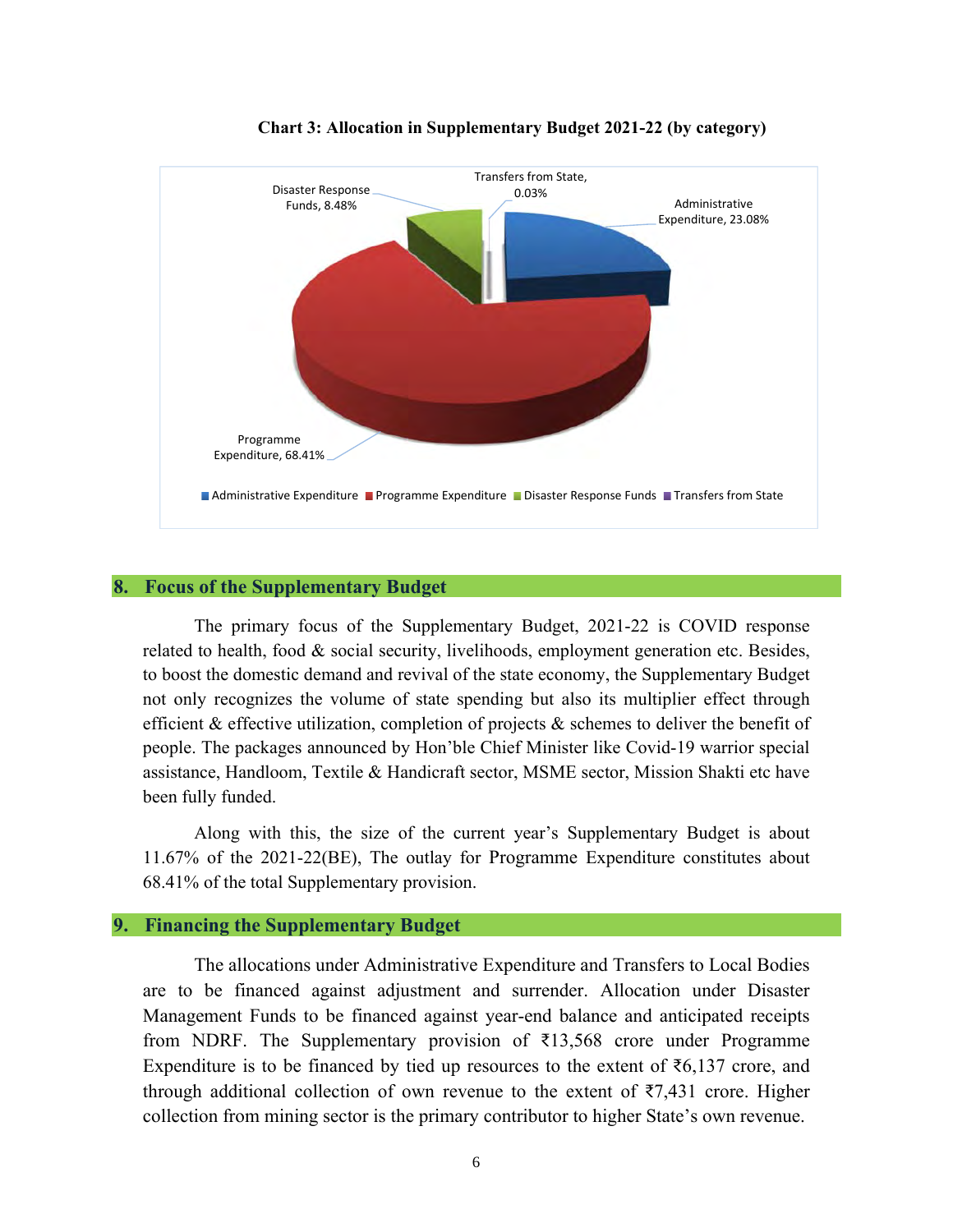**Chart 3: Allocation in Supplementary Budget 2021-22 (by category)**

| Category | Share |
|---|---|
| Administrative Expenditure | 23.08% |
| Programme Expenditure | 68.41% |
| Disaster Response Funds | 8.48% |
| Transfers from State | 0.03% |

## 8. Focus of the Supplementary Budget

The primary focus of the Supplementary Budget, 2021-22 is COVID response related to health, food & social security, livelihoods, employment generation etc. Besides, to boost the domestic demand and revival of the state economy, the Supplementary Budget not only recognizes the volume of state spending but also its multiplier effect through efficient & effective utilization, completion of projects & schemes to deliver the benefit of people. The packages announced by Hon'ble Chief Minister like Covid-19 warrior special assistance, Handloom, Textile & Handicraft sector, MSME sector, Mission Shakti etc have been fully funded.

Along with this, the size of the current year's Supplementary Budget is about 11.67% of the 2021-22(BE), The outlay for Programme Expenditure constitutes about 68.41% of the total Supplementary provision.

## 9. Financing the Supplementary Budget

The allocations under Administrative Expenditure and Transfers to Local Bodies are to be financed against adjustment and surrender. Allocation under Disaster Management Funds to be financed against year-end balance and anticipated receipts from NDRF. The Supplementary provision of ₹13,568 crore under Programme Expenditure is to be financed by tied up resources to the extent of ₹6,137 crore, and through additional collection of own revenue to the extent of ₹7,431 crore. Higher collection from mining sector is the primary contributor to higher State's own revenue.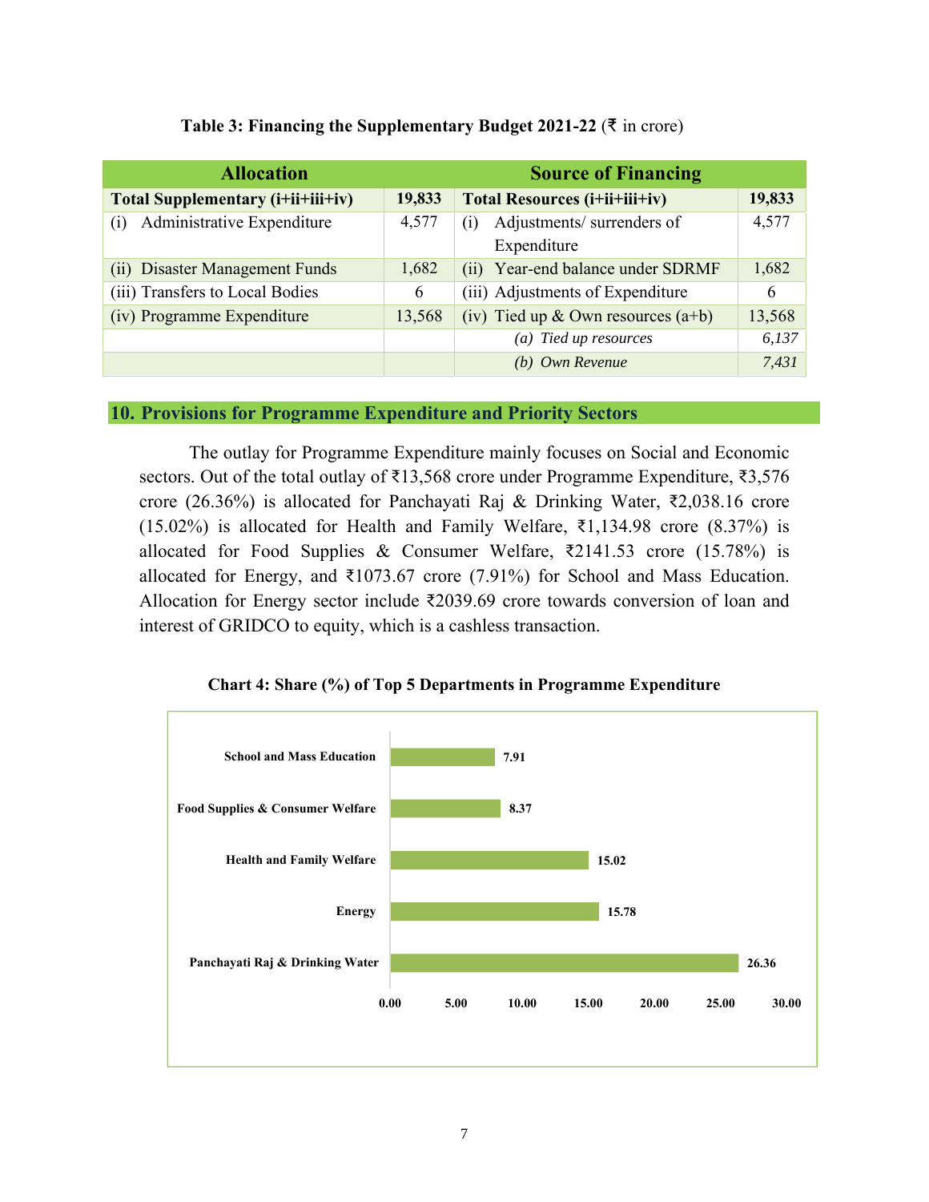**Table 3: Financing the Supplementary Budget 2021-22** (₹ in crore)

| Allocation | | Source of Financing | |
|---|---|---|---|
| **Total Supplementary (i+ii+iii+iv)** | **19,833** | **Total Resources (i+ii+iii+iv)** | **19,833** |
| (i) Administrative Expenditure | 4,577 | (i) Adjustments/ surrenders of Expenditure | 4,577 |
| (ii) Disaster Management Funds | 1,682 | (ii) Year-end balance under SDRMF | 1,682 |
| (iii) Transfers to Local Bodies | 6 | (iii) Adjustments of Expenditure | 6 |
| (iv) Programme Expenditure | 13,568 | (iv) Tied up & Own resources (a+b) | 13,568 |
| | | *(a) Tied up resources* | *6,137* |
| | | *(b) Own Revenue* | *7,431* |

## 10. Provisions for Programme Expenditure and Priority Sectors

The outlay for Programme Expenditure mainly focuses on Social and Economic sectors. Out of the total outlay of ₹13,568 crore under Programme Expenditure, ₹3,576 crore (26.36%) is allocated for Panchayati Raj & Drinking Water, ₹2,038.16 crore (15.02%) is allocated for Health and Family Welfare, ₹1,134.98 crore (8.37%) is allocated for Food Supplies & Consumer Welfare, ₹2141.53 crore (15.78%) is allocated for Energy, and ₹1073.67 crore (7.91%) for School and Mass Education. Allocation for Energy sector include ₹2039.69 crore towards conversion of loan and interest of GRIDCO to equity, which is a cashless transaction.

**Chart 4: Share (%) of Top 5 Departments in Programme Expenditure**

| Department | Share (%) |
|---|---|
| School and Mass Education | 7.91 |
| Food Supplies & Consumer Welfare | 8.37 |
| Health and Family Welfare | 15.02 |
| Energy | 15.78 |
| Panchayati Raj & Drinking Water | 26.36 |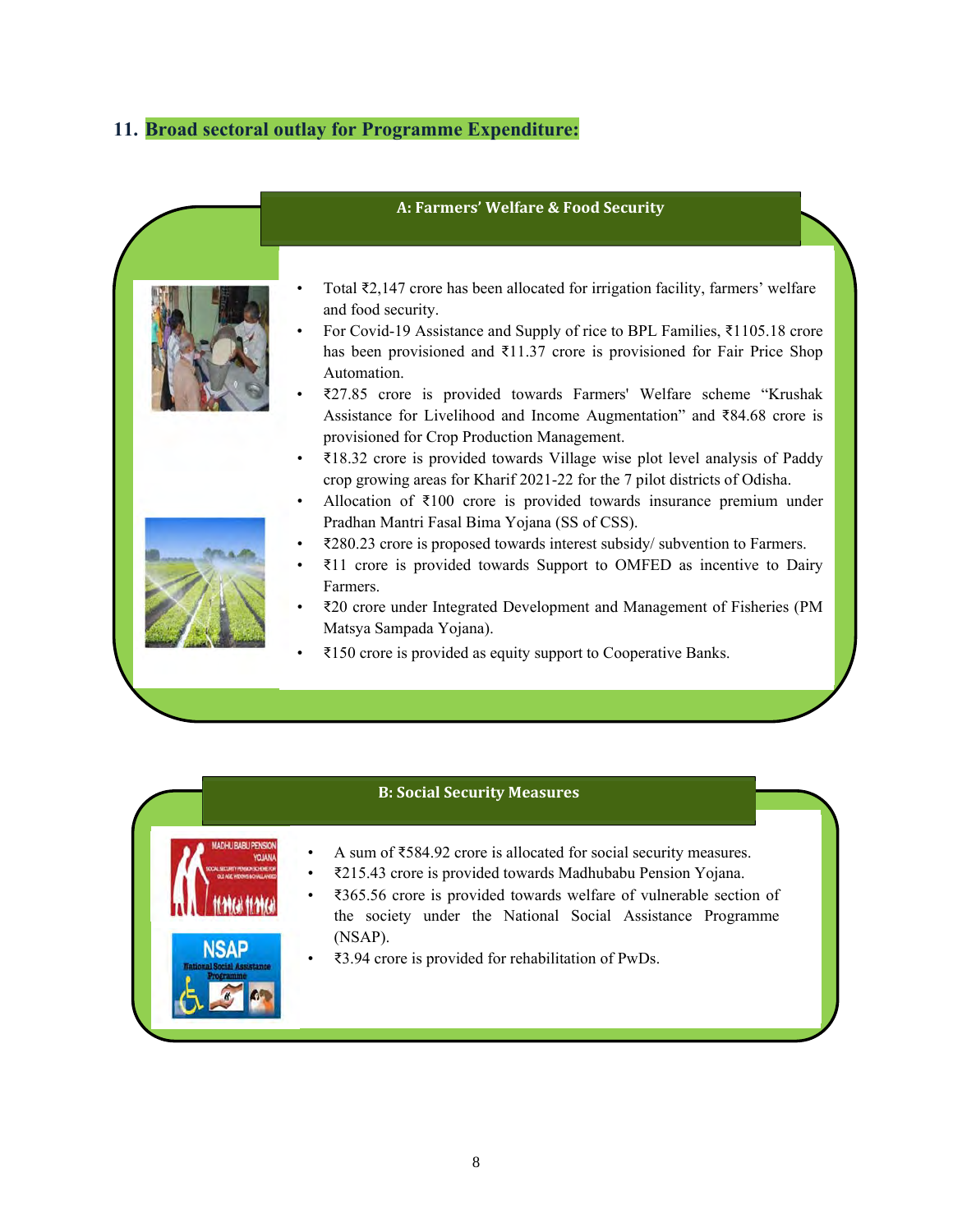## 11. Broad sectoral outlay for Programme Expenditure:

### A: Farmers' Welfare & Food Security

- Total ₹2,147 crore has been allocated for irrigation facility, farmers' welfare and food security.
- For Covid-19 Assistance and Supply of rice to BPL Families, ₹1105.18 crore has been provisioned and ₹11.37 crore is provisioned for Fair Price Shop Automation.
- ₹27.85 crore is provided towards Farmers' Welfare scheme "Krushak Assistance for Livelihood and Income Augmentation" and ₹84.68 crore is provisioned for Crop Production Management.
- ₹18.32 crore is provided towards Village wise plot level analysis of Paddy crop growing areas for Kharif 2021-22 for the 7 pilot districts of Odisha.
- Allocation of ₹100 crore is provided towards insurance premium under Pradhan Mantri Fasal Bima Yojana (SS of CSS).
- ₹280.23 crore is proposed towards interest subsidy/ subvention to Farmers.
- ₹11 crore is provided towards Support to OMFED as incentive to Dairy Farmers.
- ₹20 crore under Integrated Development and Management of Fisheries (PM Matsya Sampada Yojana).
- ₹150 crore is provided as equity support to Cooperative Banks.

### B: Social Security Measures

- A sum of ₹584.92 crore is allocated for social security measures.
- ₹215.43 crore is provided towards Madhubabu Pension Yojana.
- ₹365.56 crore is provided towards welfare of vulnerable section of the society under the National Social Assistance Programme (NSAP).
- ₹3.94 crore is provided for rehabilitation of PwDs.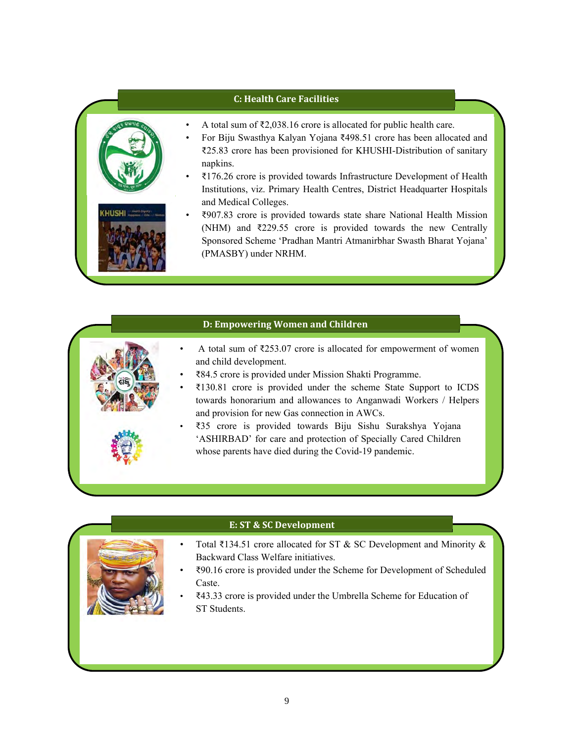## C: Health Care Facilities

- A total sum of ₹2,038.16 crore is allocated for public health care.
- For Biju Swasthya Kalyan Yojana ₹498.51 crore has been allocated and ₹25.83 crore has been provisioned for KHUSHI-Distribution of sanitary napkins.
- ₹176.26 crore is provided towards Infrastructure Development of Health Institutions, viz. Primary Health Centres, District Headquarter Hospitals and Medical Colleges.
- ₹907.83 crore is provided towards state share National Health Mission (NHM) and ₹229.55 crore is provided towards the new Centrally Sponsored Scheme 'Pradhan Mantri Atmanirbhar Swasth Bharat Yojana' (PMASBY) under NRHM.

## D: Empowering Women and Children

- A total sum of ₹253.07 crore is allocated for empowerment of women and child development.
- ₹84.5 crore is provided under Mission Shakti Programme.
- ₹130.81 crore is provided under the scheme State Support to ICDS towards honorarium and allowances to Anganwadi Workers / Helpers and provision for new Gas connection in AWCs.
- ₹35 crore is provided towards Biju Sishu Surakshya Yojana 'ASHIRBAD' for care and protection of Specially Cared Children whose parents have died during the Covid-19 pandemic.

## E: ST & SC Development

- Total ₹134.51 crore allocated for ST & SC Development and Minority & Backward Class Welfare initiatives.
- ₹90.16 crore is provided under the Scheme for Development of Scheduled Caste.
- ₹43.33 crore is provided under the Umbrella Scheme for Education of ST Students.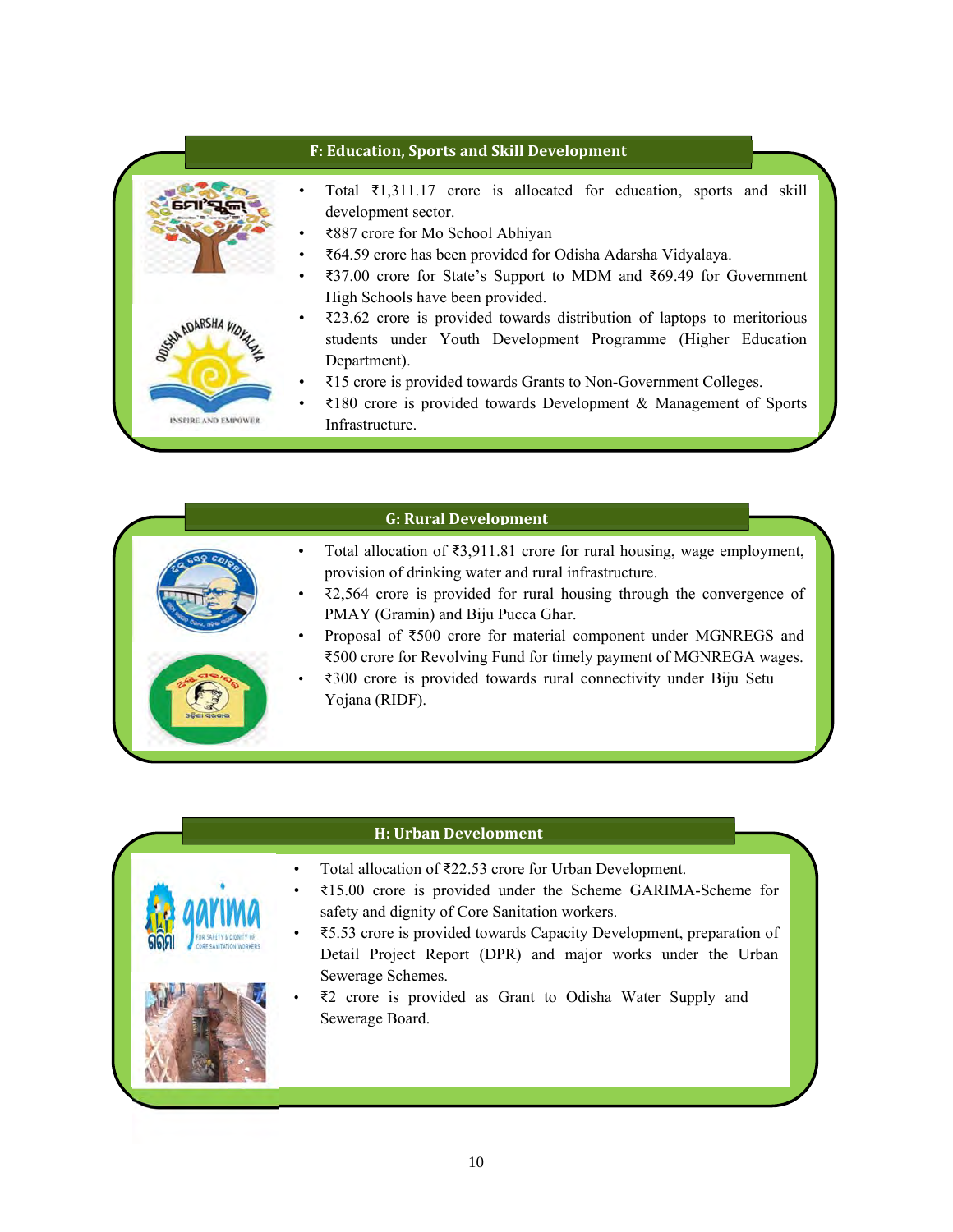## F: Education, Sports and Skill Development

- Total ₹1,311.17 crore is allocated for education, sports and skill development sector.
- ₹887 crore for Mo School Abhiyan
- ₹64.59 crore has been provided for Odisha Adarsha Vidyalaya.
- ₹37.00 crore for State's Support to MDM and ₹69.49 for Government High Schools have been provided.
- ₹23.62 crore is provided towards distribution of laptops to meritorious students under Youth Development Programme (Higher Education Department).
- ₹15 crore is provided towards Grants to Non-Government Colleges.
- ₹180 crore is provided towards Development & Management of Sports Infrastructure.

## G: Rural Development

- Total allocation of ₹3,911.81 crore for rural housing, wage employment, provision of drinking water and rural infrastructure.
- ₹2,564 crore is provided for rural housing through the convergence of PMAY (Gramin) and Biju Pucca Ghar.
- Proposal of ₹500 crore for material component under MGNREGS and ₹500 crore for Revolving Fund for timely payment of MGNREGA wages.
- ₹300 crore is provided towards rural connectivity under Biju Setu Yojana (RIDF).

## H: Urban Development

- Total allocation of ₹22.53 crore for Urban Development.
- ₹15.00 crore is provided under the Scheme GARIMA-Scheme for safety and dignity of Core Sanitation workers.
- ₹5.53 crore is provided towards Capacity Development, preparation of Detail Project Report (DPR) and major works under the Urban Sewerage Schemes.
- ₹2 crore is provided as Grant to Odisha Water Supply and Sewerage Board.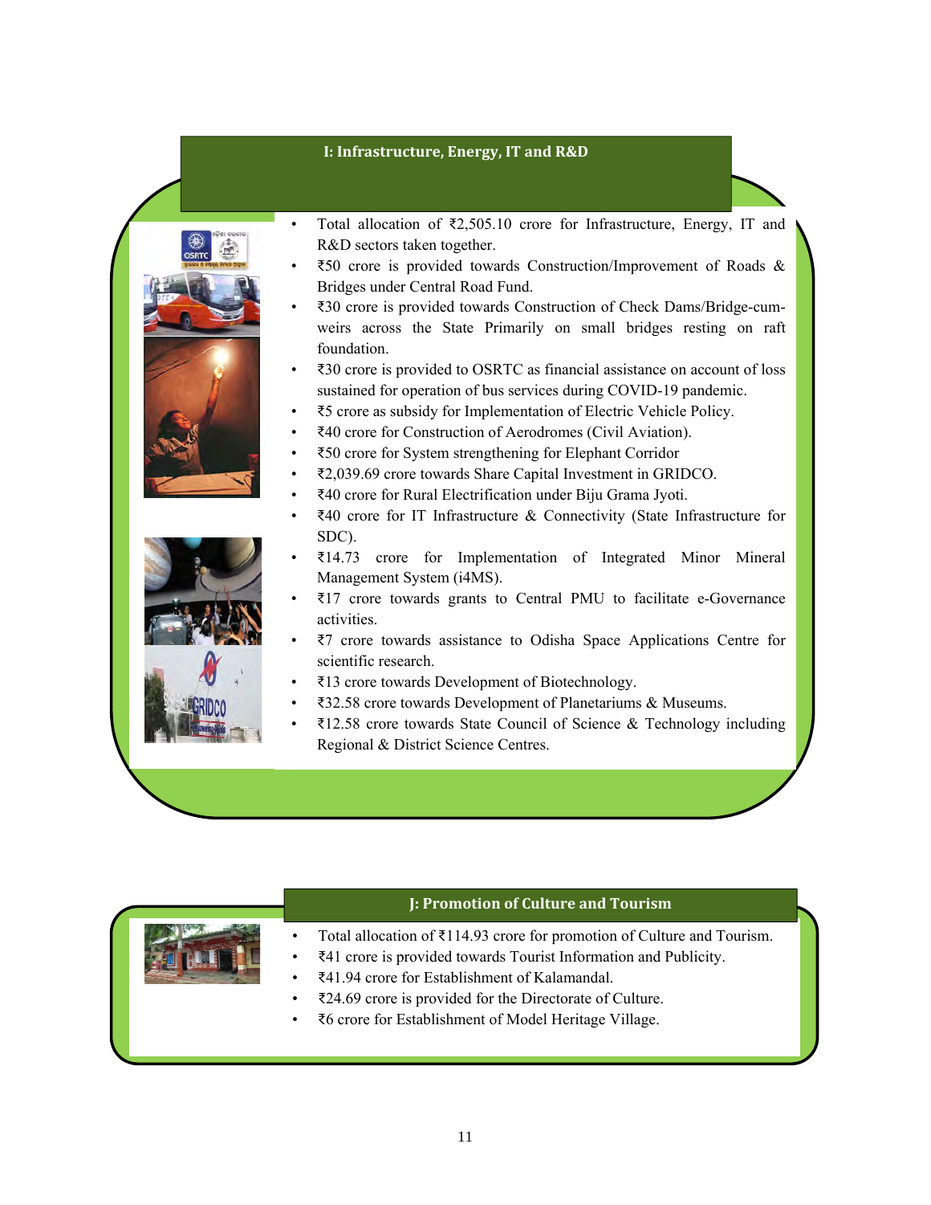## I: Infrastructure, Energy, IT and R&D

- Total allocation of ₹2,505.10 crore for Infrastructure, Energy, IT and R&D sectors taken together.
- ₹50 crore is provided towards Construction/Improvement of Roads & Bridges under Central Road Fund.
- ₹30 crore is provided towards Construction of Check Dams/Bridge-cum-weirs across the State Primarily on small bridges resting on raft foundation.
- ₹30 crore is provided to OSRTC as financial assistance on account of loss sustained for operation of bus services during COVID-19 pandemic.
- ₹5 crore as subsidy for Implementation of Electric Vehicle Policy.
- ₹40 crore for Construction of Aerodromes (Civil Aviation).
- ₹50 crore for System strengthening for Elephant Corridor
- ₹2,039.69 crore towards Share Capital Investment in GRIDCO.
- ₹40 crore for Rural Electrification under Biju Grama Jyoti.
- ₹40 crore for IT Infrastructure & Connectivity (State Infrastructure for SDC).
- ₹14.73 crore for Implementation of Integrated Minor Mineral Management System (i4MS).
- ₹17 crore towards grants to Central PMU to facilitate e-Governance activities.
- ₹7 crore towards assistance to Odisha Space Applications Centre for scientific research.
- ₹13 crore towards Development of Biotechnology.
- ₹32.58 crore towards Development of Planetariums & Museums.
- ₹12.58 crore towards State Council of Science & Technology including Regional & District Science Centres.

## J: Promotion of Culture and Tourism

- Total allocation of ₹114.93 crore for promotion of Culture and Tourism.
- ₹41 crore is provided towards Tourist Information and Publicity.
- ₹41.94 crore for Establishment of Kalamandal.
- ₹24.69 crore is provided for the Directorate of Culture.
- ₹6 crore for Establishment of Model Heritage Village.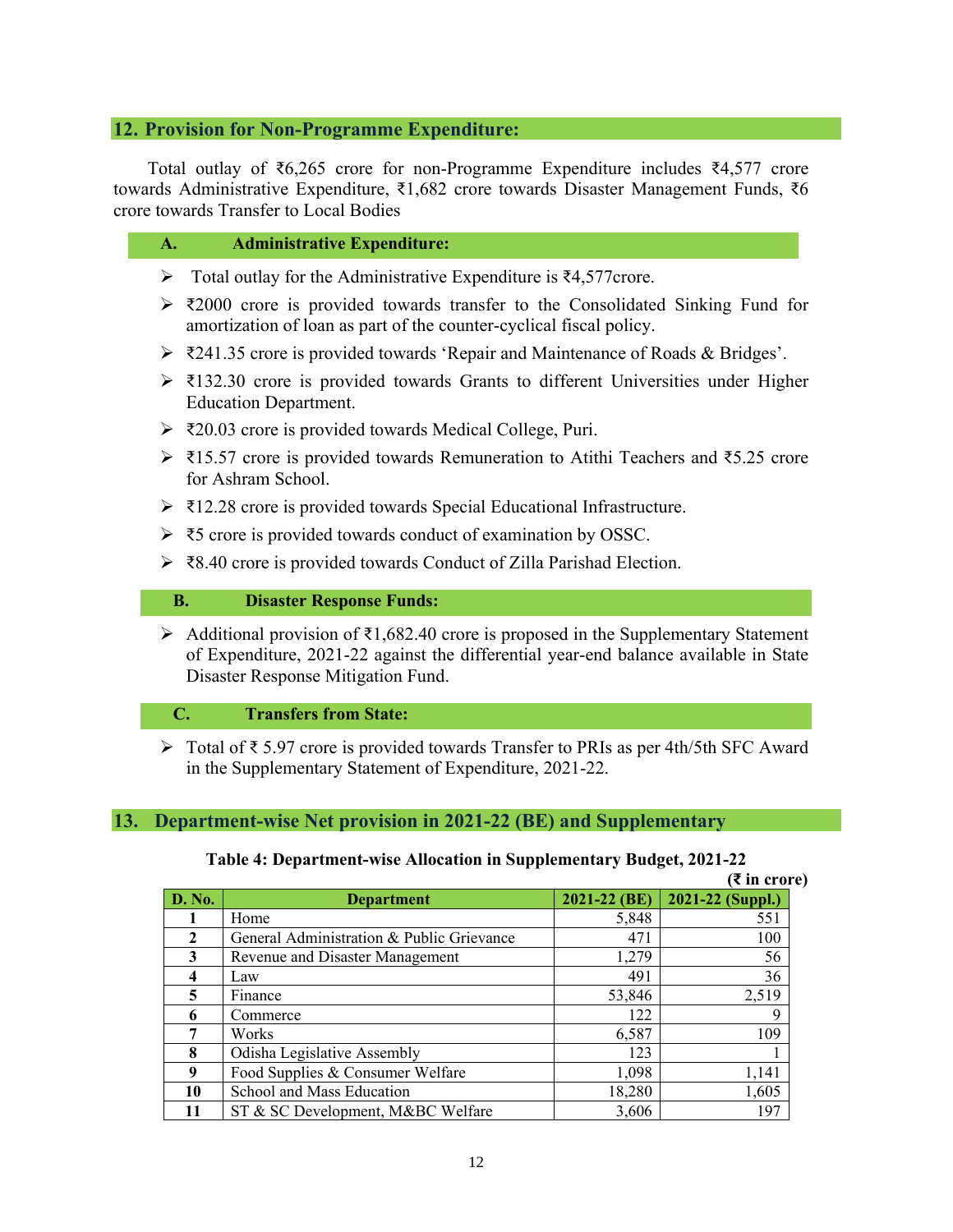## 12. Provision for Non-Programme Expenditure:

Total outlay of ₹6,265 crore for non-Programme Expenditure includes ₹4,577 crore towards Administrative Expenditure, ₹1,682 crore towards Disaster Management Funds, ₹6 crore towards Transfer to Local Bodies

### A. Administrative Expenditure:

- Total outlay for the Administrative Expenditure is ₹4,577crore.
- ₹2000 crore is provided towards transfer to the Consolidated Sinking Fund for amortization of loan as part of the counter-cyclical fiscal policy.
- ₹241.35 crore is provided towards 'Repair and Maintenance of Roads & Bridges'.
- ₹132.30 crore is provided towards Grants to different Universities under Higher Education Department.
- ₹20.03 crore is provided towards Medical College, Puri.
- ₹15.57 crore is provided towards Remuneration to Atithi Teachers and ₹5.25 crore for Ashram School.
- ₹12.28 crore is provided towards Special Educational Infrastructure.
- ₹5 crore is provided towards conduct of examination by OSSC.
- ₹8.40 crore is provided towards Conduct of Zilla Parishad Election.

### B. Disaster Response Funds:

- Additional provision of ₹1,682.40 crore is proposed in the Supplementary Statement of Expenditure, 2021-22 against the differential year-end balance available in State Disaster Response Mitigation Fund.

### C. Transfers from State:

- Total of ₹ 5.97 crore is provided towards Transfer to PRIs as per 4th/5th SFC Award in the Supplementary Statement of Expenditure, 2021-22.

## 13. Department-wise Net provision in 2021-22 (BE) and Supplementary

**Table 4: Department-wise Allocation in Supplementary Budget, 2021-22**

(₹ in crore)

| D. No. | Department | 2021-22 (BE) | 2021-22 (Suppl.) |
|---|---|---|---|
| 1 | Home | 5,848 | 551 |
| 2 | General Administration & Public Grievance | 471 | 100 |
| 3 | Revenue and Disaster Management | 1,279 | 56 |
| 4 | Law | 491 | 36 |
| 5 | Finance | 53,846 | 2,519 |
| 6 | Commerce | 122 | 9 |
| 7 | Works | 6,587 | 109 |
| 8 | Odisha Legislative Assembly | 123 | 1 |
| 9 | Food Supplies & Consumer Welfare | 1,098 | 1,141 |
| 10 | School and Mass Education | 18,280 | 1,605 |
| 11 | ST & SC Development, M&BC Welfare | 3,606 | 197 |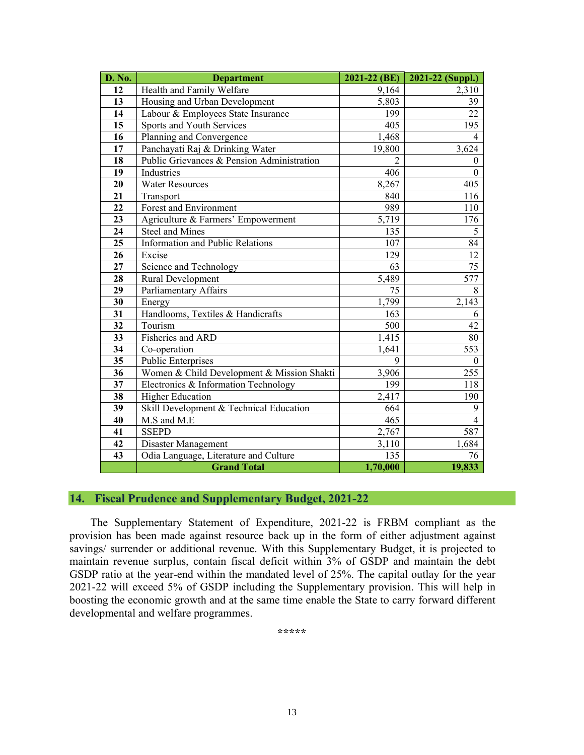| D. No. | Department | 2021-22 (BE) | 2021-22 (Suppl.) |
|---|---|---|---|
| 12 | Health and Family Welfare | 9,164 | 2,310 |
| 13 | Housing and Urban Development | 5,803 | 39 |
| 14 | Labour & Employees State Insurance | 199 | 22 |
| 15 | Sports and Youth Services | 405 | 195 |
| 16 | Planning and Convergence | 1,468 | 4 |
| 17 | Panchayati Raj & Drinking Water | 19,800 | 3,624 |
| 18 | Public Grievances & Pension Administration | 2 | 0 |
| 19 | Industries | 406 | 0 |
| 20 | Water Resources | 8,267 | 405 |
| 21 | Transport | 840 | 116 |
| 22 | Forest and Environment | 989 | 110 |
| 23 | Agriculture & Farmers' Empowerment | 5,719 | 176 |
| 24 | Steel and Mines | 135 | 5 |
| 25 | Information and Public Relations | 107 | 84 |
| 26 | Excise | 129 | 12 |
| 27 | Science and Technology | 63 | 75 |
| 28 | Rural Development | 5,489 | 577 |
| 29 | Parliamentary Affairs | 75 | 8 |
| 30 | Energy | 1,799 | 2,143 |
| 31 | Handlooms, Textiles & Handicrafts | 163 | 6 |
| 32 | Tourism | 500 | 42 |
| 33 | Fisheries and ARD | 1,415 | 80 |
| 34 | Co-operation | 1,641 | 553 |
| 35 | Public Enterprises | 9 | 0 |
| 36 | Women & Child Development & Mission Shakti | 3,906 | 255 |
| 37 | Electronics & Information Technology | 199 | 118 |
| 38 | Higher Education | 2,417 | 190 |
| 39 | Skill Development & Technical Education | 664 | 9 |
| 40 | M.S and M.E | 465 | 4 |
| 41 | SSEPD | 2,767 | 587 |
| 42 | Disaster Management | 3,110 | 1,684 |
| 43 | Odia Language, Literature and Culture | 135 | 76 |
| | **Grand Total** | **1,70,000** | **19,833** |

## 14. Fiscal Prudence and Supplementary Budget, 2021-22

The Supplementary Statement of Expenditure, 2021-22 is FRBM compliant as the provision has been made against resource back up in the form of either adjustment against savings/ surrender or additional revenue. With this Supplementary Budget, it is projected to maintain revenue surplus, contain fiscal deficit within 3% of GSDP and maintain the debt GSDP ratio at the year-end within the mandated level of 25%. The capital outlay for the year 2021-22 will exceed 5% of GSDP including the Supplementary provision. This will help in boosting the economic growth and at the same time enable the State to carry forward different developmental and welfare programmes.

\*\*\*\*\*